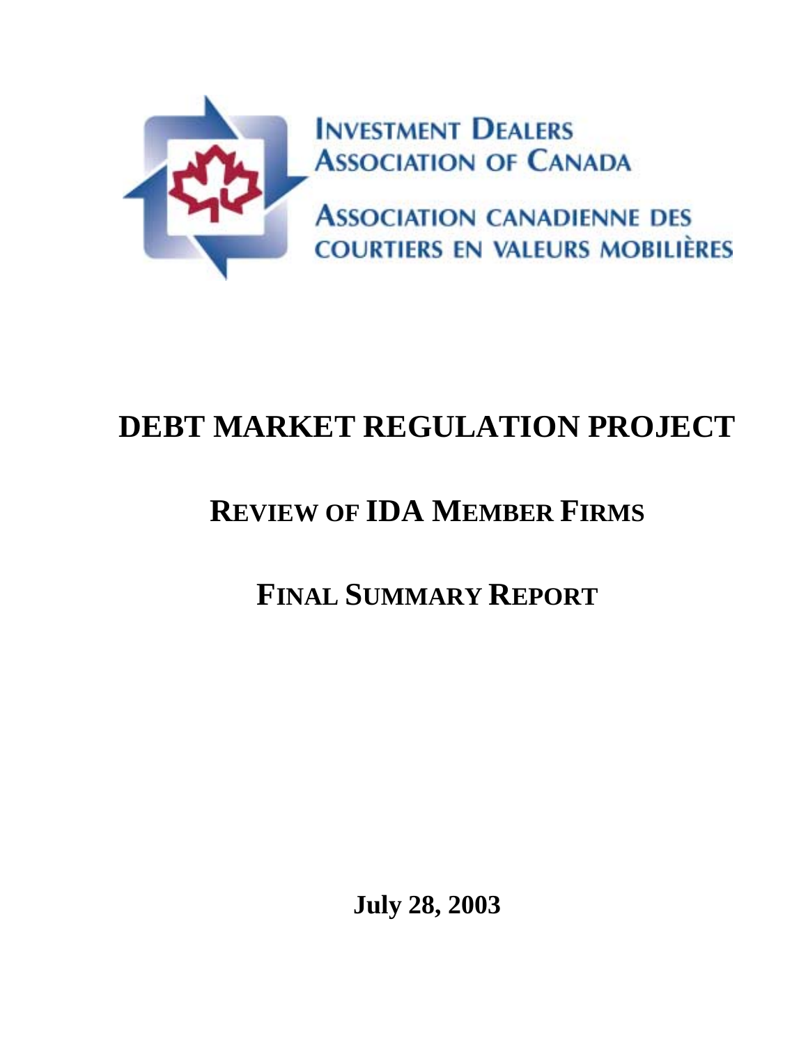Investment Dealers Association of Canada

Association canadienne des courtiers en valeurs mobilières

# DEBT MARKET REGULATION PROJECT

## REVIEW OF IDA MEMBER FIRMS

## FINAL SUMMARY REPORT

**July 28, 2003**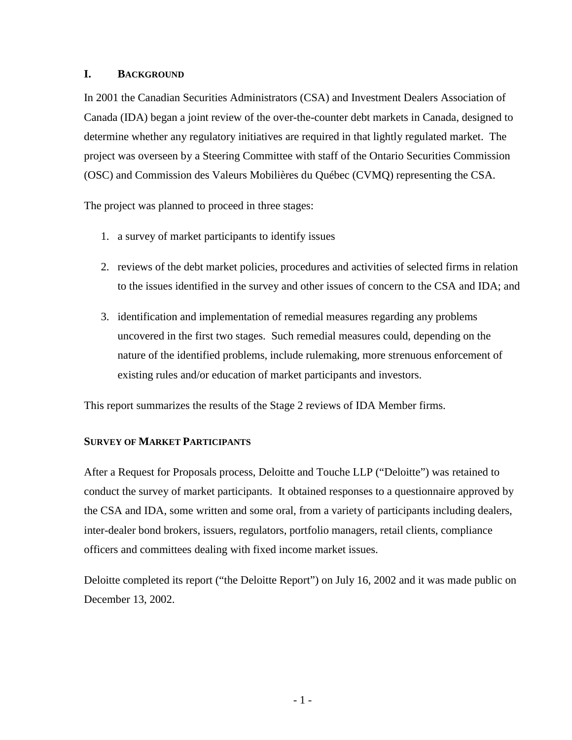## I. BACKGROUND

In 2001 the Canadian Securities Administrators (CSA) and Investment Dealers Association of Canada (IDA) began a joint review of the over-the-counter debt markets in Canada, designed to determine whether any regulatory initiatives are required in that lightly regulated market. The project was overseen by a Steering Committee with staff of the Ontario Securities Commission (OSC) and Commission des Valeurs Mobilières du Québec (CVMQ) representing the CSA.

The project was planned to proceed in three stages:

1. a survey of market participants to identify issues
2. reviews of the debt market policies, procedures and activities of selected firms in relation to the issues identified in the survey and other issues of concern to the CSA and IDA; and
3. identification and implementation of remedial measures regarding any problems uncovered in the first two stages. Such remedial measures could, depending on the nature of the identified problems, include rulemaking, more strenuous enforcement of existing rules and/or education of market participants and investors.

This report summarizes the results of the Stage 2 reviews of IDA Member firms.

### SURVEY OF MARKET PARTICIPANTS

After a Request for Proposals process, Deloitte and Touche LLP ("Deloitte") was retained to conduct the survey of market participants. It obtained responses to a questionnaire approved by the CSA and IDA, some written and some oral, from a variety of participants including dealers, inter-dealer bond brokers, issuers, regulators, portfolio managers, retail clients, compliance officers and committees dealing with fixed income market issues.

Deloitte completed its report ("the Deloitte Report") on July 16, 2002 and it was made public on December 13, 2002.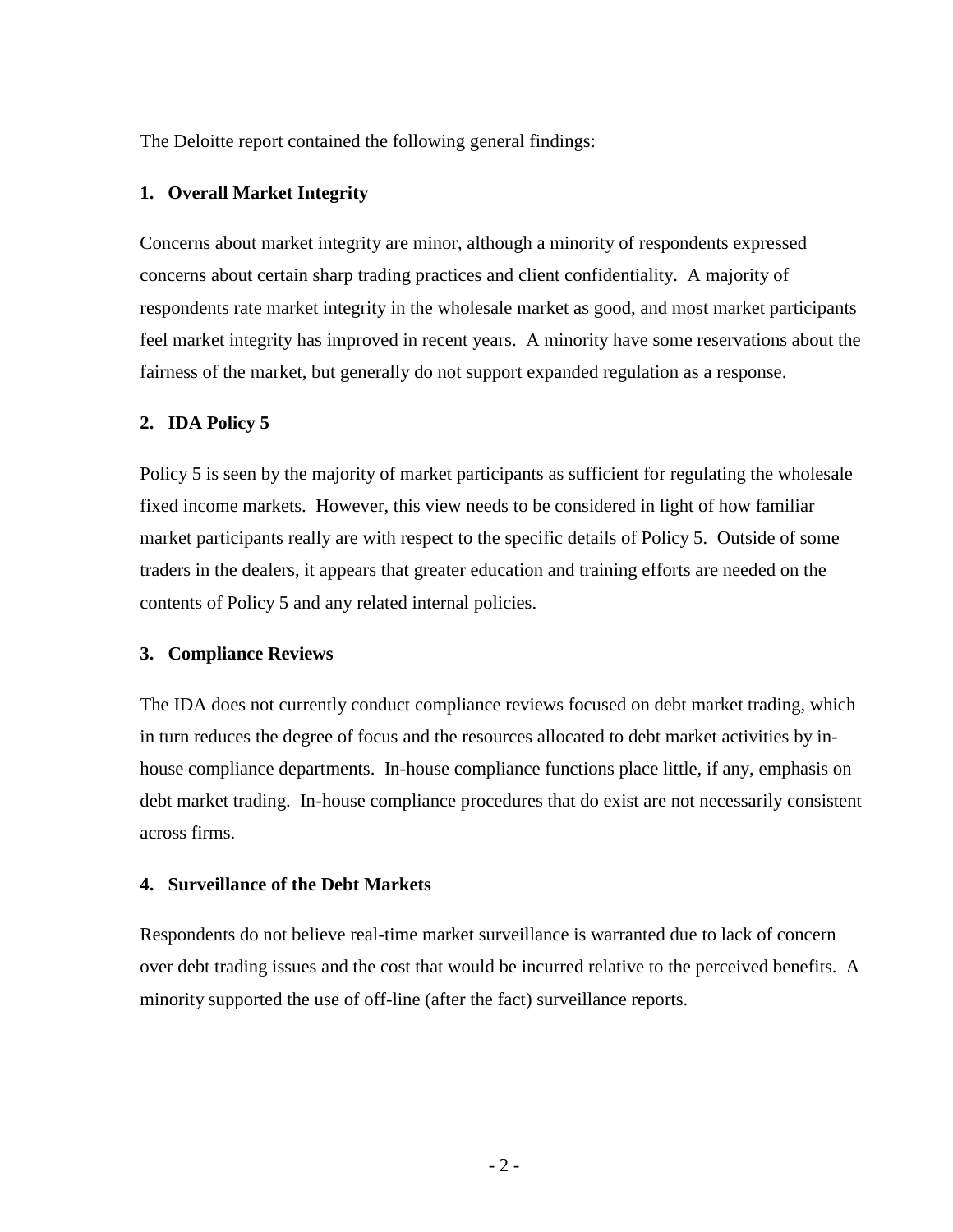The Deloitte report contained the following general findings:

**1. Overall Market Integrity**

Concerns about market integrity are minor, although a minority of respondents expressed concerns about certain sharp trading practices and client confidentiality. A majority of respondents rate market integrity in the wholesale market as good, and most market participants feel market integrity has improved in recent years. A minority have some reservations about the fairness of the market, but generally do not support expanded regulation as a response.

**2. IDA Policy 5**

Policy 5 is seen by the majority of market participants as sufficient for regulating the wholesale fixed income markets. However, this view needs to be considered in light of how familiar market participants really are with respect to the specific details of Policy 5. Outside of some traders in the dealers, it appears that greater education and training efforts are needed on the contents of Policy 5 and any related internal policies.

**3. Compliance Reviews**

The IDA does not currently conduct compliance reviews focused on debt market trading, which in turn reduces the degree of focus and the resources allocated to debt market activities by in-house compliance departments. In-house compliance functions place little, if any, emphasis on debt market trading. In-house compliance procedures that do exist are not necessarily consistent across firms.

**4. Surveillance of the Debt Markets**

Respondents do not believe real-time market surveillance is warranted due to lack of concern over debt trading issues and the cost that would be incurred relative to the perceived benefits. A minority supported the use of off-line (after the fact) surveillance reports.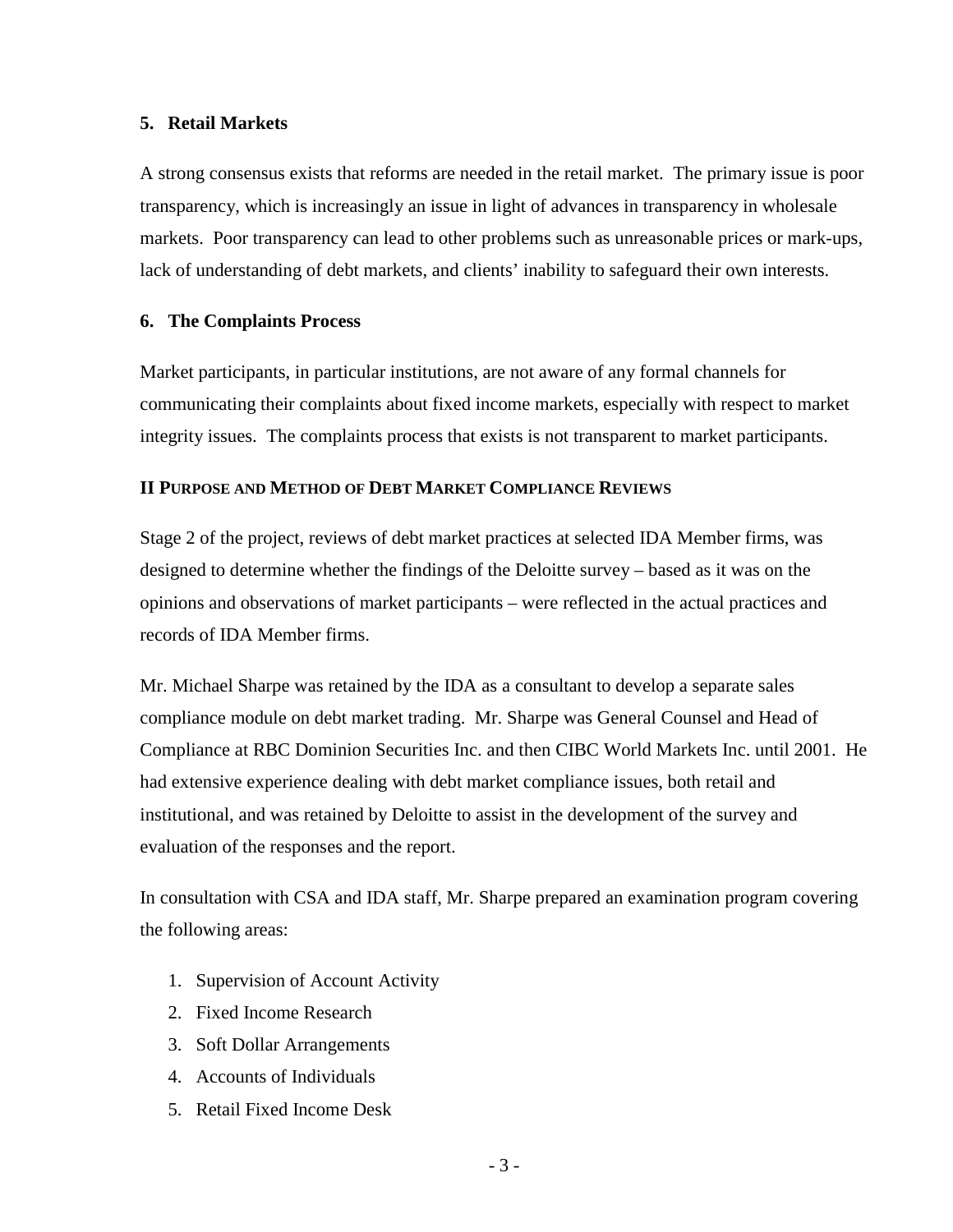### 5. Retail Markets

A strong consensus exists that reforms are needed in the retail market. The primary issue is poor transparency, which is increasingly an issue in light of advances in transparency in wholesale markets. Poor transparency can lead to other problems such as unreasonable prices or mark-ups, lack of understanding of debt markets, and clients' inability to safeguard their own interests.

### 6. The Complaints Process

Market participants, in particular institutions, are not aware of any formal channels for communicating their complaints about fixed income markets, especially with respect to market integrity issues. The complaints process that exists is not transparent to market participants.

## II Purpose and Method of Debt Market Compliance Reviews

Stage 2 of the project, reviews of debt market practices at selected IDA Member firms, was designed to determine whether the findings of the Deloitte survey – based as it was on the opinions and observations of market participants – were reflected in the actual practices and records of IDA Member firms.

Mr. Michael Sharpe was retained by the IDA as a consultant to develop a separate sales compliance module on debt market trading. Mr. Sharpe was General Counsel and Head of Compliance at RBC Dominion Securities Inc. and then CIBC World Markets Inc. until 2001. He had extensive experience dealing with debt market compliance issues, both retail and institutional, and was retained by Deloitte to assist in the development of the survey and evaluation of the responses and the report.

In consultation with CSA and IDA staff, Mr. Sharpe prepared an examination program covering the following areas:

1. Supervision of Account Activity
2. Fixed Income Research
3. Soft Dollar Arrangements
4. Accounts of Individuals
5. Retail Fixed Income Desk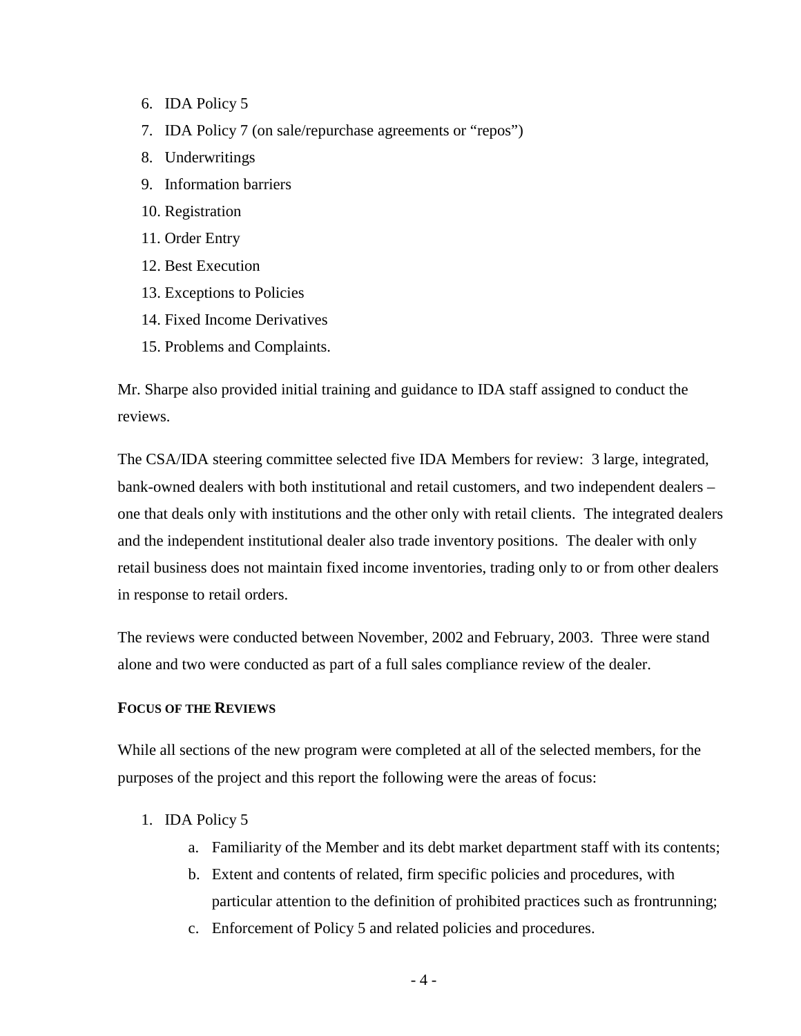6. IDA Policy 5
7. IDA Policy 7 (on sale/repurchase agreements or "repos")
8. Underwritings
9. Information barriers
10. Registration
11. Order Entry
12. Best Execution
13. Exceptions to Policies
14. Fixed Income Derivatives
15. Problems and Complaints.

Mr. Sharpe also provided initial training and guidance to IDA staff assigned to conduct the reviews.

The CSA/IDA steering committee selected five IDA Members for review: 3 large, integrated, bank-owned dealers with both institutional and retail customers, and two independent dealers – one that deals only with institutions and the other only with retail clients. The integrated dealers and the independent institutional dealer also trade inventory positions. The dealer with only retail business does not maintain fixed income inventories, trading only to or from other dealers in response to retail orders.

The reviews were conducted between November, 2002 and February, 2003. Three were stand alone and two were conducted as part of a full sales compliance review of the dealer.

**FOCUS OF THE REVIEWS**

While all sections of the new program were completed at all of the selected members, for the purposes of the project and this report the following were the areas of focus:

1. IDA Policy 5
   a. Familiarity of the Member and its debt market department staff with its contents;
   b. Extent and contents of related, firm specific policies and procedures, with particular attention to the definition of prohibited practices such as frontrunning;
   c. Enforcement of Policy 5 and related policies and procedures.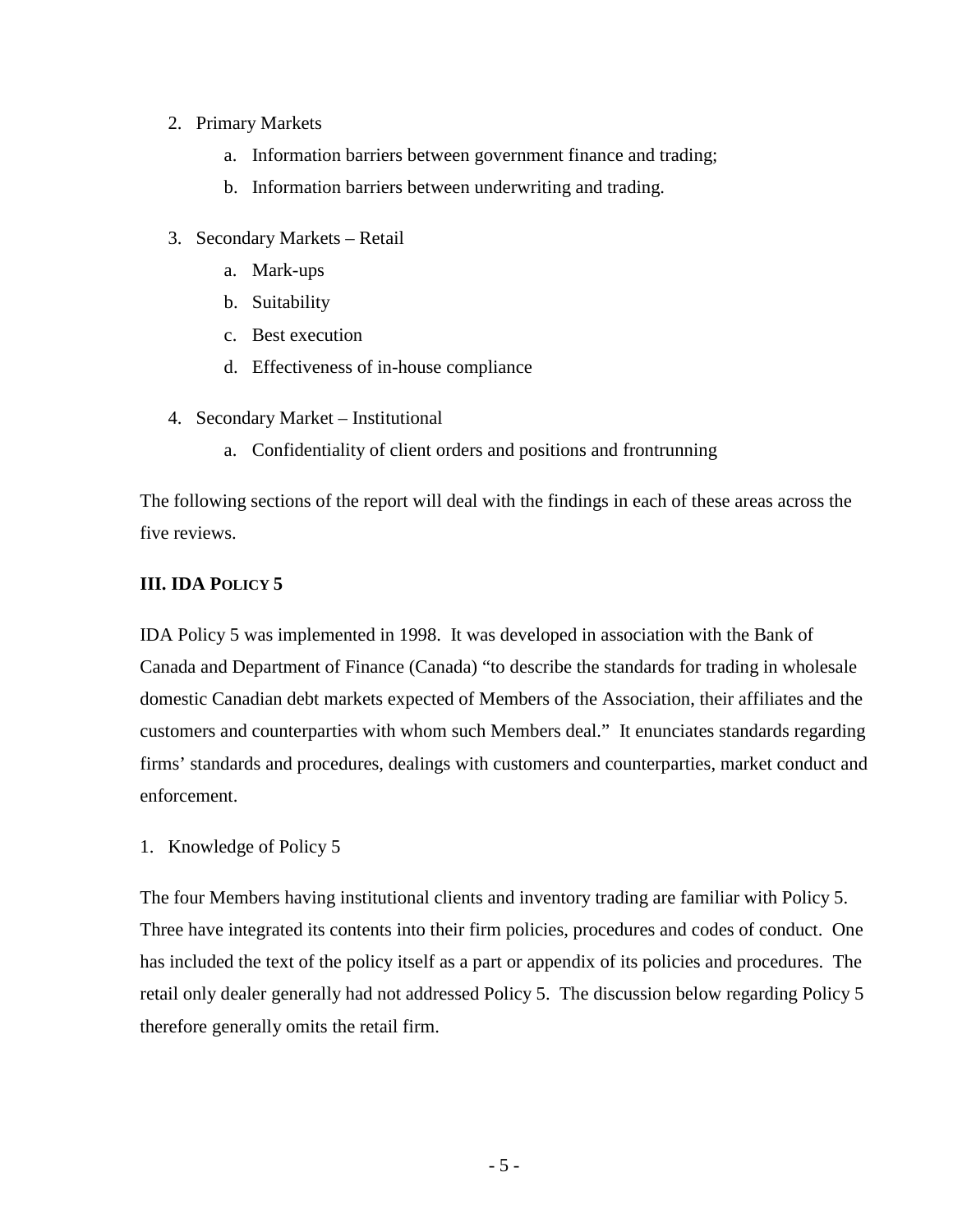2. Primary Markets
    a. Information barriers between government finance and trading;
    b. Information barriers between underwriting and trading.

3. Secondary Markets – Retail
    a. Mark-ups
    b. Suitability
    c. Best execution
    d. Effectiveness of in-house compliance

4. Secondary Market – Institutional
    a. Confidentiality of client orders and positions and frontrunning

The following sections of the report will deal with the findings in each of these areas across the five reviews.

## III. IDA POLICY 5

IDA Policy 5 was implemented in 1998. It was developed in association with the Bank of Canada and Department of Finance (Canada) "to describe the standards for trading in wholesale domestic Canadian debt markets expected of Members of the Association, their affiliates and the customers and counterparties with whom such Members deal." It enunciates standards regarding firms' standards and procedures, dealings with customers and counterparties, market conduct and enforcement.

1. Knowledge of Policy 5

The four Members having institutional clients and inventory trading are familiar with Policy 5. Three have integrated its contents into their firm policies, procedures and codes of conduct. One has included the text of the policy itself as a part or appendix of its policies and procedures. The retail only dealer generally had not addressed Policy 5. The discussion below regarding Policy 5 therefore generally omits the retail firm.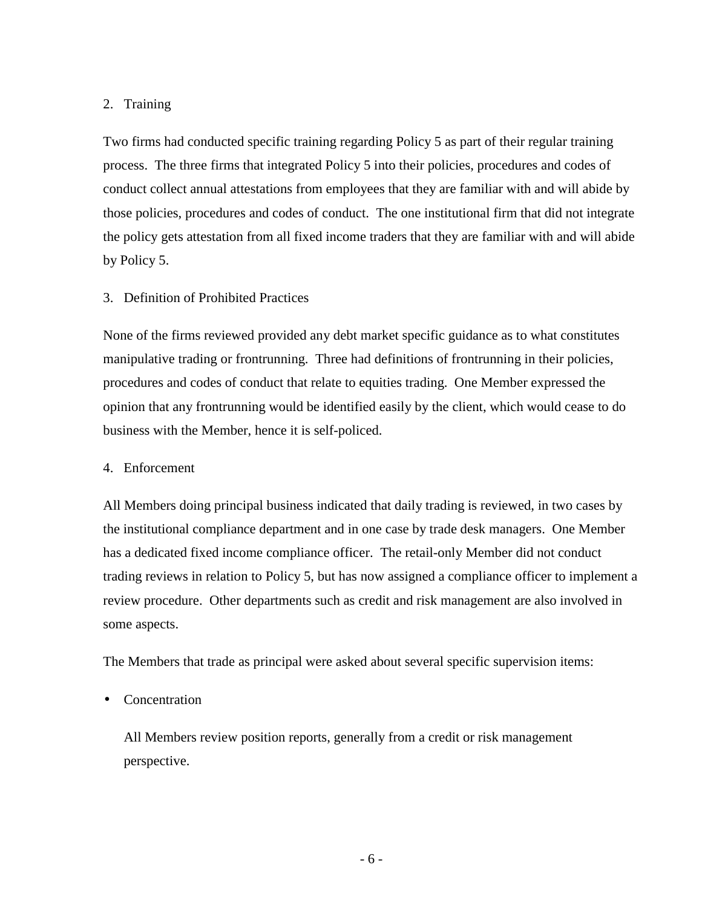2. Training

Two firms had conducted specific training regarding Policy 5 as part of their regular training process. The three firms that integrated Policy 5 into their policies, procedures and codes of conduct collect annual attestations from employees that they are familiar with and will abide by those policies, procedures and codes of conduct. The one institutional firm that did not integrate the policy gets attestation from all fixed income traders that they are familiar with and will abide by Policy 5.

3. Definition of Prohibited Practices

None of the firms reviewed provided any debt market specific guidance as to what constitutes manipulative trading or frontrunning. Three had definitions of frontrunning in their policies, procedures and codes of conduct that relate to equities trading. One Member expressed the opinion that any frontrunning would be identified easily by the client, which would cease to do business with the Member, hence it is self-policed.

4. Enforcement

All Members doing principal business indicated that daily trading is reviewed, in two cases by the institutional compliance department and in one case by trade desk managers. One Member has a dedicated fixed income compliance officer. The retail-only Member did not conduct trading reviews in relation to Policy 5, but has now assigned a compliance officer to implement a review procedure. Other departments such as credit and risk management are also involved in some aspects.

The Members that trade as principal were asked about several specific supervision items:

- Concentration

  All Members review position reports, generally from a credit or risk management perspective.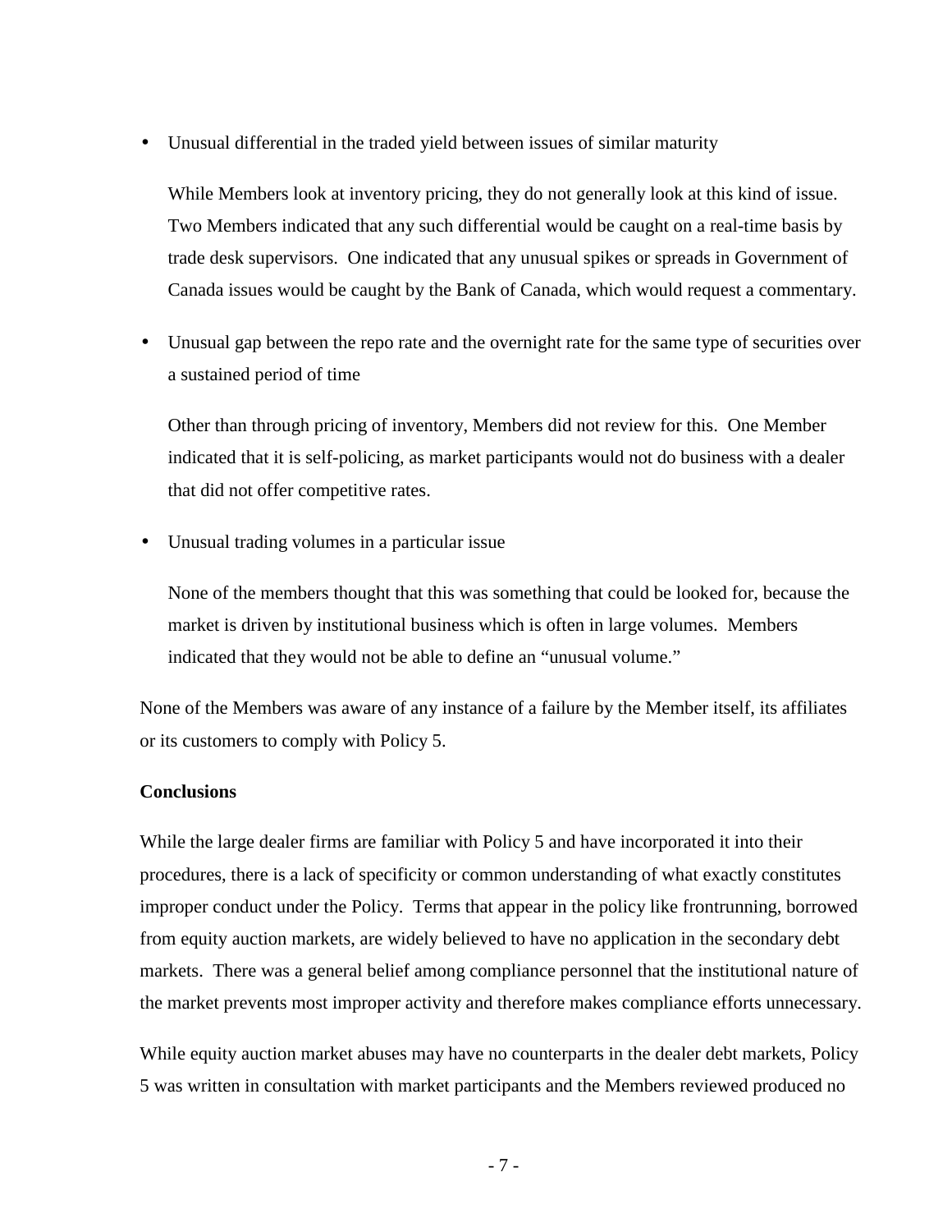- Unusual differential in the traded yield between issues of similar maturity

  While Members look at inventory pricing, they do not generally look at this kind of issue. Two Members indicated that any such differential would be caught on a real-time basis by trade desk supervisors. One indicated that any unusual spikes or spreads in Government of Canada issues would be caught by the Bank of Canada, which would request a commentary.

- Unusual gap between the repo rate and the overnight rate for the same type of securities over a sustained period of time

  Other than through pricing of inventory, Members did not review for this. One Member indicated that it is self-policing, as market participants would not do business with a dealer that did not offer competitive rates.

- Unusual trading volumes in a particular issue

  None of the members thought that this was something that could be looked for, because the market is driven by institutional business which is often in large volumes. Members indicated that they would not be able to define an "unusual volume."

None of the Members was aware of any instance of a failure by the Member itself, its affiliates or its customers to comply with Policy 5.

**Conclusions**

While the large dealer firms are familiar with Policy 5 and have incorporated it into their procedures, there is a lack of specificity or common understanding of what exactly constitutes improper conduct under the Policy. Terms that appear in the policy like frontrunning, borrowed from equity auction markets, are widely believed to have no application in the secondary debt markets. There was a general belief among compliance personnel that the institutional nature of the market prevents most improper activity and therefore makes compliance efforts unnecessary.

While equity auction market abuses may have no counterparts in the dealer debt markets, Policy 5 was written in consultation with market participants and the Members reviewed produced no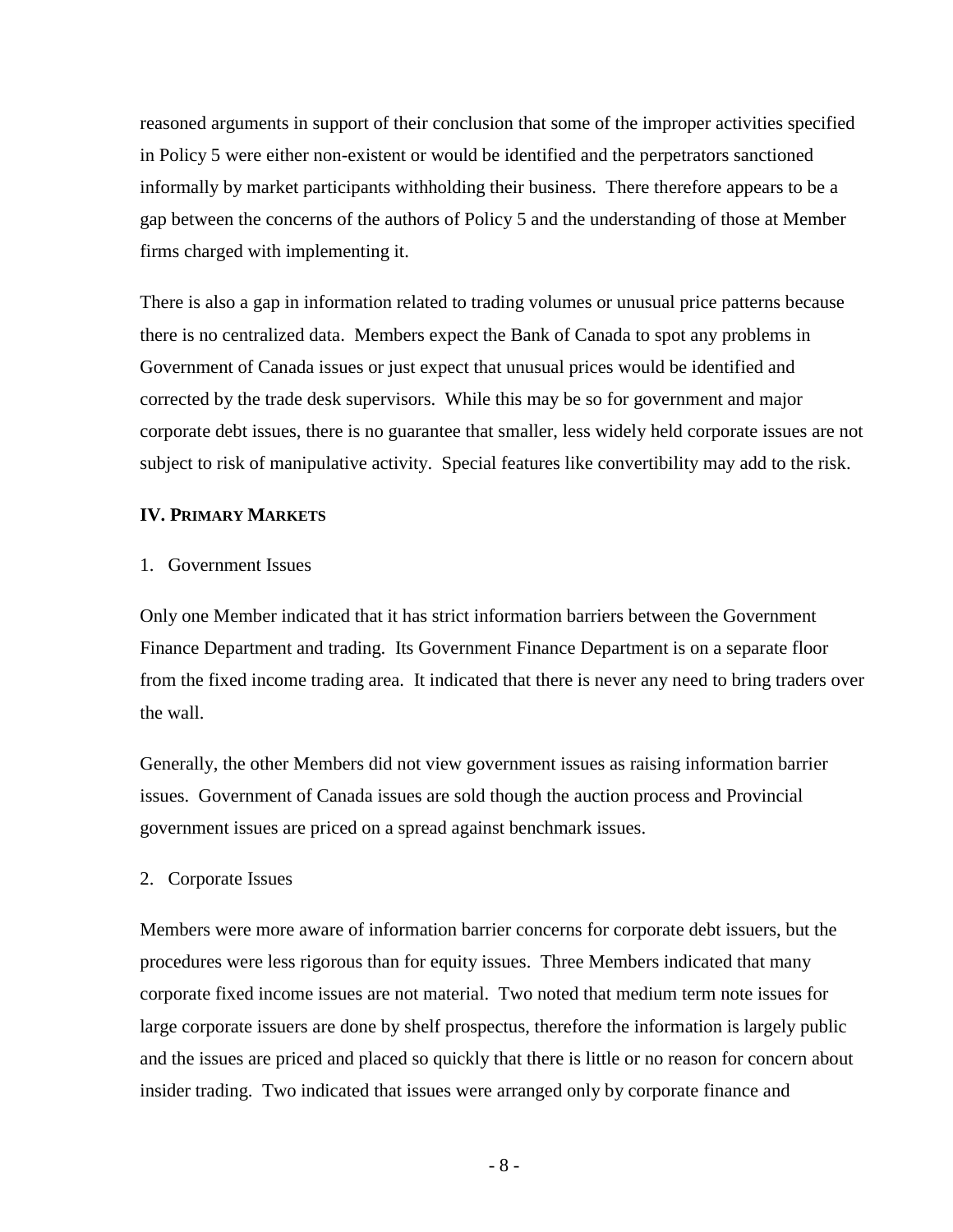reasoned arguments in support of their conclusion that some of the improper activities specified in Policy 5 were either non-existent or would be identified and the perpetrators sanctioned informally by market participants withholding their business. There therefore appears to be a gap between the concerns of the authors of Policy 5 and the understanding of those at Member firms charged with implementing it.

There is also a gap in information related to trading volumes or unusual price patterns because there is no centralized data. Members expect the Bank of Canada to spot any problems in Government of Canada issues or just expect that unusual prices would be identified and corrected by the trade desk supervisors. While this may be so for government and major corporate debt issues, there is no guarantee that smaller, less widely held corporate issues are not subject to risk of manipulative activity. Special features like convertibility may add to the risk.

## IV. PRIMARY MARKETS

1. Government Issues

Only one Member indicated that it has strict information barriers between the Government Finance Department and trading. Its Government Finance Department is on a separate floor from the fixed income trading area. It indicated that there is never any need to bring traders over the wall.

Generally, the other Members did not view government issues as raising information barrier issues. Government of Canada issues are sold though the auction process and Provincial government issues are priced on a spread against benchmark issues.

2. Corporate Issues

Members were more aware of information barrier concerns for corporate debt issuers, but the procedures were less rigorous than for equity issues. Three Members indicated that many corporate fixed income issues are not material. Two noted that medium term note issues for large corporate issuers are done by shelf prospectus, therefore the information is largely public and the issues are priced and placed so quickly that there is little or no reason for concern about insider trading. Two indicated that issues were arranged only by corporate finance and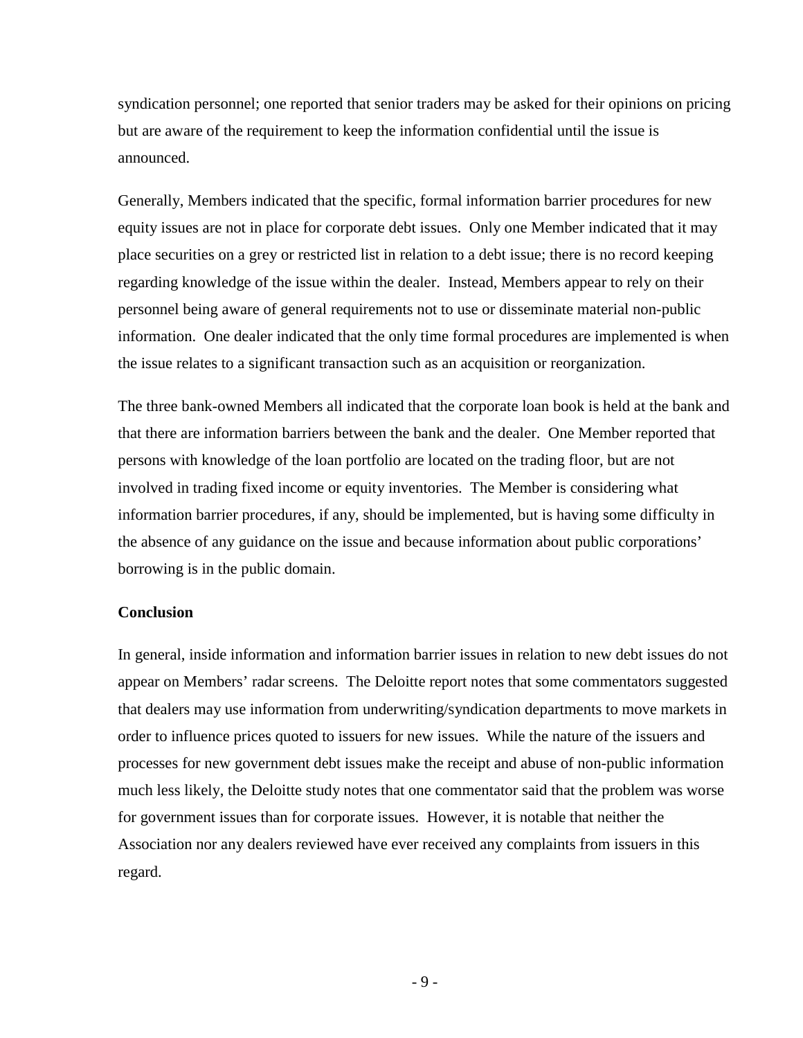syndication personnel; one reported that senior traders may be asked for their opinions on pricing but are aware of the requirement to keep the information confidential until the issue is announced.

Generally, Members indicated that the specific, formal information barrier procedures for new equity issues are not in place for corporate debt issues. Only one Member indicated that it may place securities on a grey or restricted list in relation to a debt issue; there is no record keeping regarding knowledge of the issue within the dealer. Instead, Members appear to rely on their personnel being aware of general requirements not to use or disseminate material non-public information. One dealer indicated that the only time formal procedures are implemented is when the issue relates to a significant transaction such as an acquisition or reorganization.

The three bank-owned Members all indicated that the corporate loan book is held at the bank and that there are information barriers between the bank and the dealer. One Member reported that persons with knowledge of the loan portfolio are located on the trading floor, but are not involved in trading fixed income or equity inventories. The Member is considering what information barrier procedures, if any, should be implemented, but is having some difficulty in the absence of any guidance on the issue and because information about public corporations' borrowing is in the public domain.

**Conclusion**

In general, inside information and information barrier issues in relation to new debt issues do not appear on Members' radar screens. The Deloitte report notes that some commentators suggested that dealers may use information from underwriting/syndication departments to move markets in order to influence prices quoted to issuers for new issues. While the nature of the issuers and processes for new government debt issues make the receipt and abuse of non-public information much less likely, the Deloitte study notes that one commentator said that the problem was worse for government issues than for corporate issues. However, it is notable that neither the Association nor any dealers reviewed have ever received any complaints from issuers in this regard.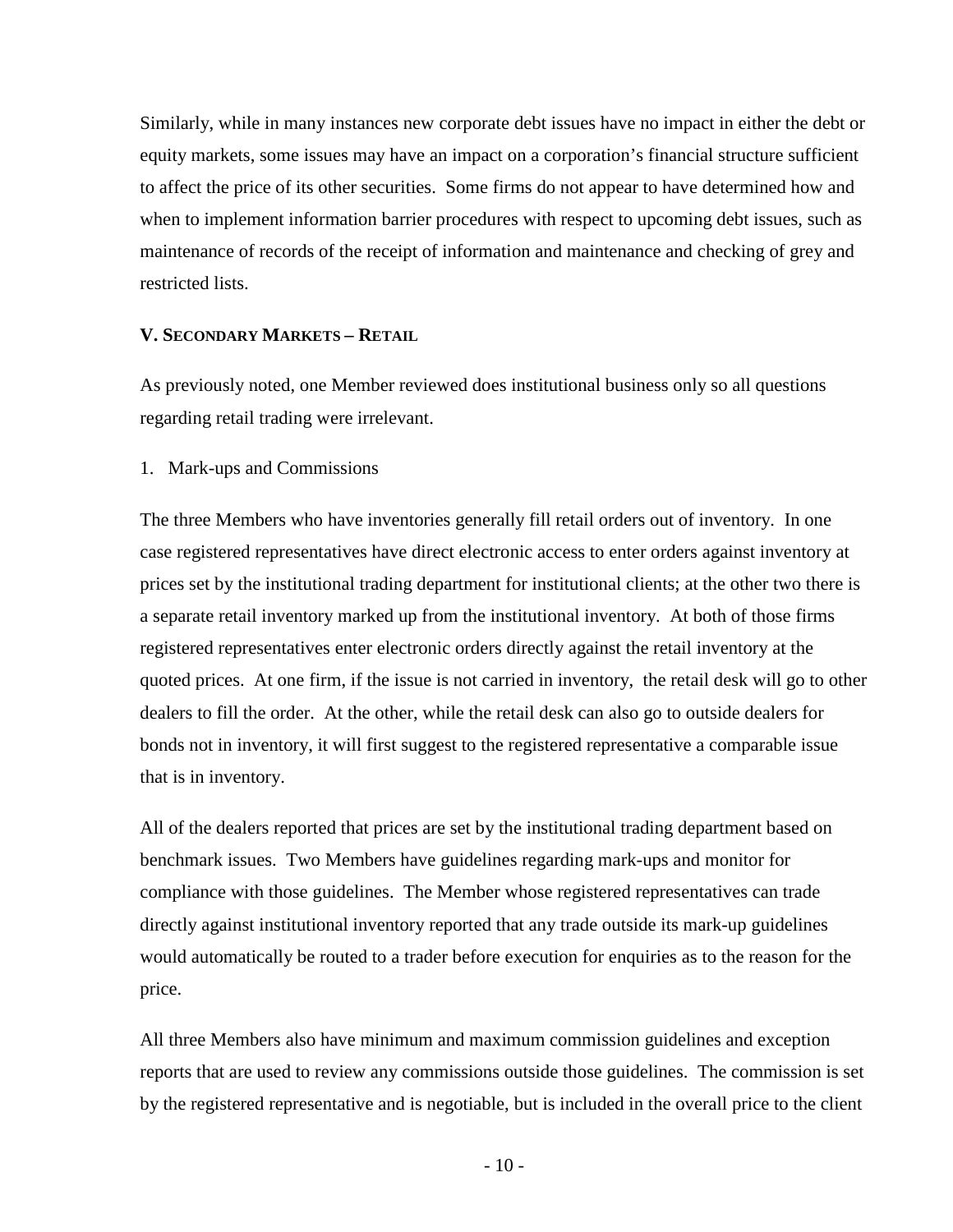Similarly, while in many instances new corporate debt issues have no impact in either the debt or equity markets, some issues may have an impact on a corporation's financial structure sufficient to affect the price of its other securities. Some firms do not appear to have determined how and when to implement information barrier procedures with respect to upcoming debt issues, such as maintenance of records of the receipt of information and maintenance and checking of grey and restricted lists.

## V. SECONDARY MARKETS – RETAIL

As previously noted, one Member reviewed does institutional business only so all questions regarding retail trading were irrelevant.

1. Mark-ups and Commissions

The three Members who have inventories generally fill retail orders out of inventory. In one case registered representatives have direct electronic access to enter orders against inventory at prices set by the institutional trading department for institutional clients; at the other two there is a separate retail inventory marked up from the institutional inventory. At both of those firms registered representatives enter electronic orders directly against the retail inventory at the quoted prices. At one firm, if the issue is not carried in inventory, the retail desk will go to other dealers to fill the order. At the other, while the retail desk can also go to outside dealers for bonds not in inventory, it will first suggest to the registered representative a comparable issue that is in inventory.

All of the dealers reported that prices are set by the institutional trading department based on benchmark issues. Two Members have guidelines regarding mark-ups and monitor for compliance with those guidelines. The Member whose registered representatives can trade directly against institutional inventory reported that any trade outside its mark-up guidelines would automatically be routed to a trader before execution for enquiries as to the reason for the price.

All three Members also have minimum and maximum commission guidelines and exception reports that are used to review any commissions outside those guidelines. The commission is set by the registered representative and is negotiable, but is included in the overall price to the client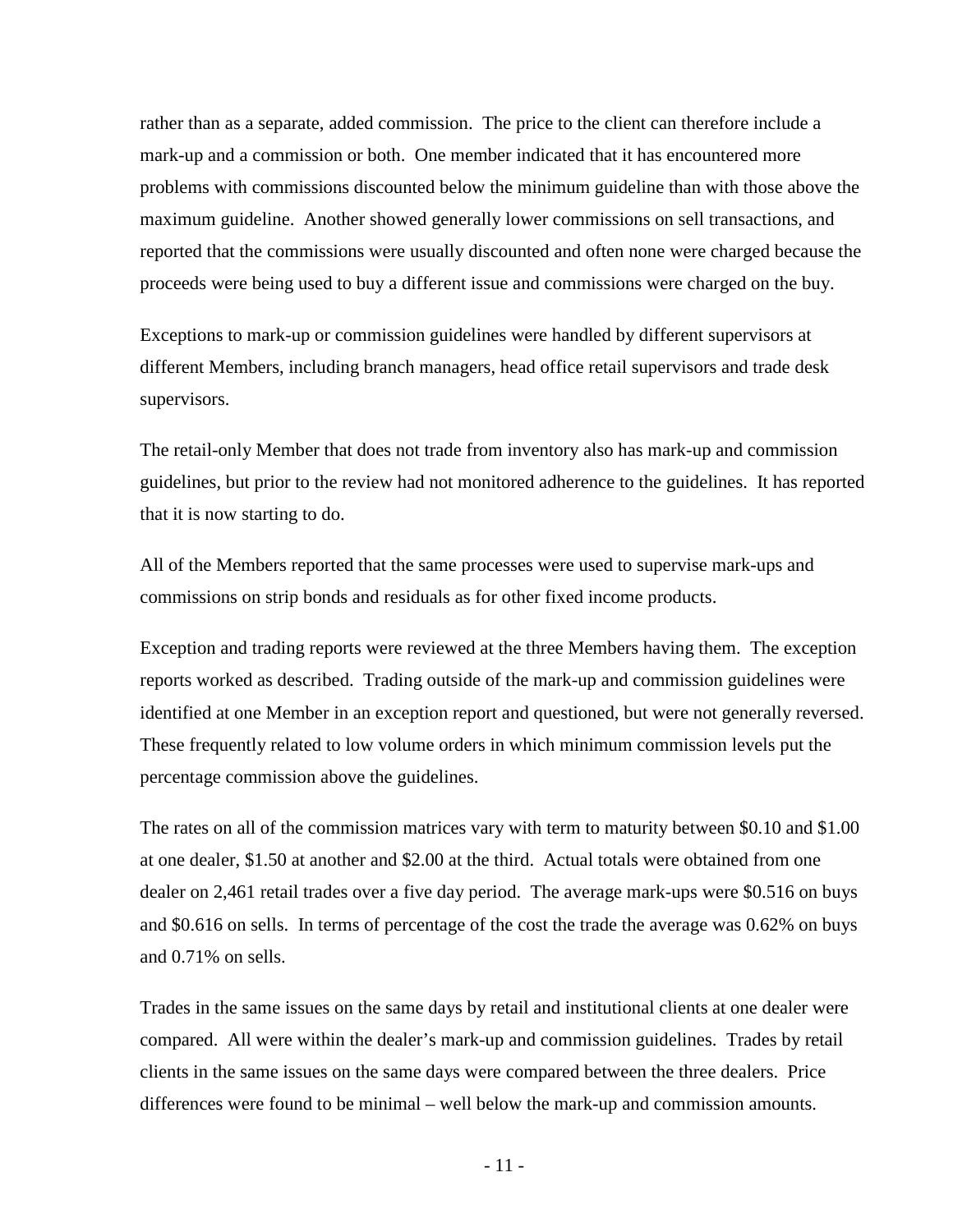rather than as a separate, added commission. The price to the client can therefore include a mark-up and a commission or both. One member indicated that it has encountered more problems with commissions discounted below the minimum guideline than with those above the maximum guideline. Another showed generally lower commissions on sell transactions, and reported that the commissions were usually discounted and often none were charged because the proceeds were being used to buy a different issue and commissions were charged on the buy.

Exceptions to mark-up or commission guidelines were handled by different supervisors at different Members, including branch managers, head office retail supervisors and trade desk supervisors.

The retail-only Member that does not trade from inventory also has mark-up and commission guidelines, but prior to the review had not monitored adherence to the guidelines. It has reported that it is now starting to do.

All of the Members reported that the same processes were used to supervise mark-ups and commissions on strip bonds and residuals as for other fixed income products.

Exception and trading reports were reviewed at the three Members having them. The exception reports worked as described. Trading outside of the mark-up and commission guidelines were identified at one Member in an exception report and questioned, but were not generally reversed. These frequently related to low volume orders in which minimum commission levels put the percentage commission above the guidelines.

The rates on all of the commission matrices vary with term to maturity between $0.10 and $1.00 at one dealer, $1.50 at another and $2.00 at the third. Actual totals were obtained from one dealer on 2,461 retail trades over a five day period. The average mark-ups were $0.516 on buys and $0.616 on sells. In terms of percentage of the cost the trade the average was 0.62% on buys and 0.71% on sells.

Trades in the same issues on the same days by retail and institutional clients at one dealer were compared. All were within the dealer's mark-up and commission guidelines. Trades by retail clients in the same issues on the same days were compared between the three dealers. Price differences were found to be minimal – well below the mark-up and commission amounts.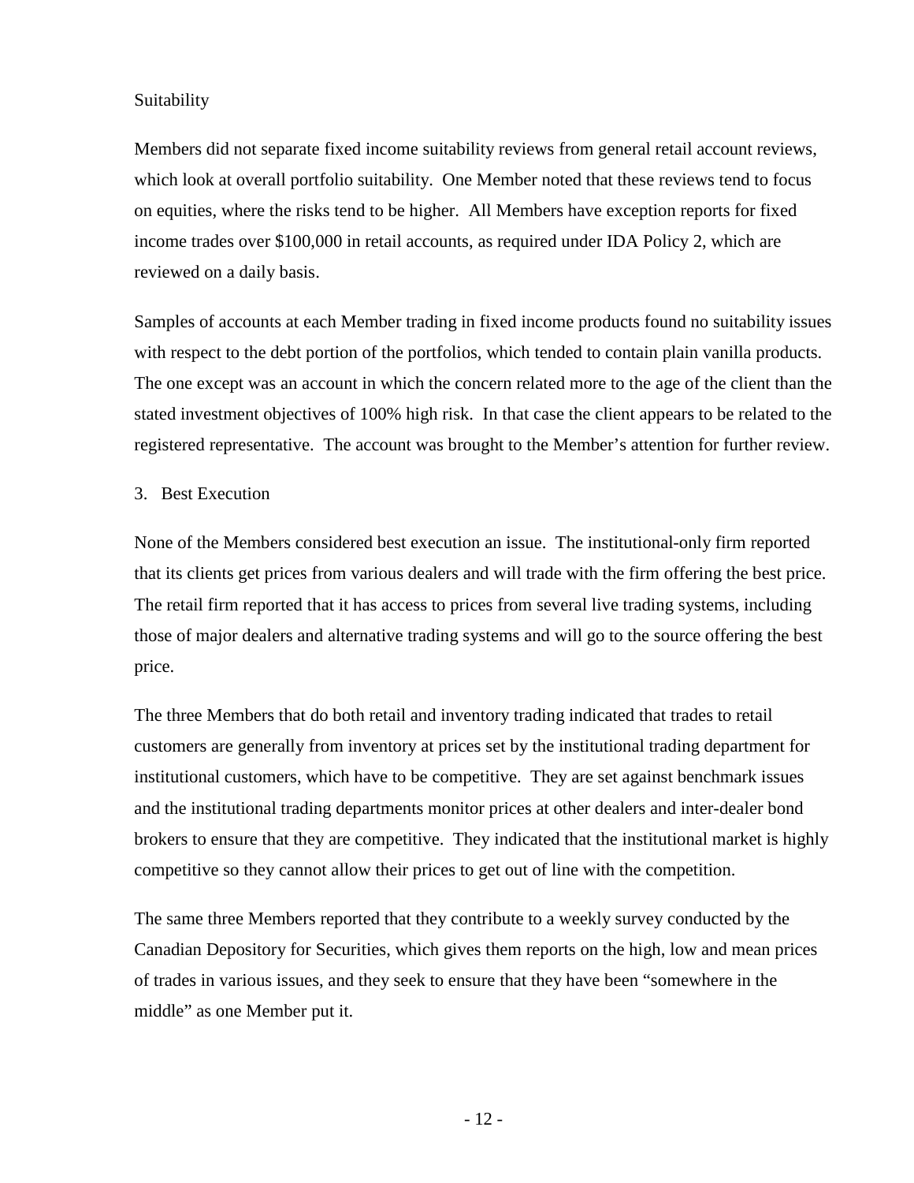Suitability

Members did not separate fixed income suitability reviews from general retail account reviews, which look at overall portfolio suitability. One Member noted that these reviews tend to focus on equities, where the risks tend to be higher. All Members have exception reports for fixed income trades over $100,000 in retail accounts, as required under IDA Policy 2, which are reviewed on a daily basis.

Samples of accounts at each Member trading in fixed income products found no suitability issues with respect to the debt portion of the portfolios, which tended to contain plain vanilla products. The one except was an account in which the concern related more to the age of the client than the stated investment objectives of 100% high risk. In that case the client appears to be related to the registered representative. The account was brought to the Member's attention for further review.

3. Best Execution

None of the Members considered best execution an issue. The institutional-only firm reported that its clients get prices from various dealers and will trade with the firm offering the best price. The retail firm reported that it has access to prices from several live trading systems, including those of major dealers and alternative trading systems and will go to the source offering the best price.

The three Members that do both retail and inventory trading indicated that trades to retail customers are generally from inventory at prices set by the institutional trading department for institutional customers, which have to be competitive. They are set against benchmark issues and the institutional trading departments monitor prices at other dealers and inter-dealer bond brokers to ensure that they are competitive. They indicated that the institutional market is highly competitive so they cannot allow their prices to get out of line with the competition.

The same three Members reported that they contribute to a weekly survey conducted by the Canadian Depository for Securities, which gives them reports on the high, low and mean prices of trades in various issues, and they seek to ensure that they have been "somewhere in the middle" as one Member put it.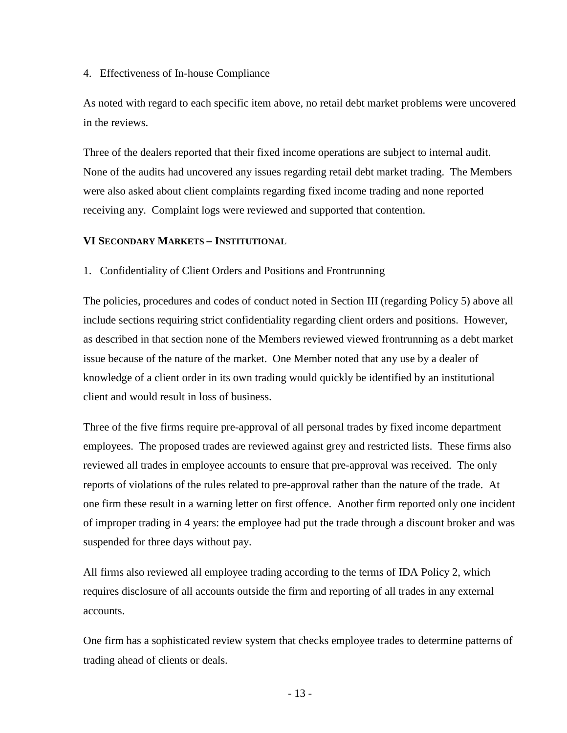4. Effectiveness of In-house Compliance

As noted with regard to each specific item above, no retail debt market problems were uncovered in the reviews.

Three of the dealers reported that their fixed income operations are subject to internal audit. None of the audits had uncovered any issues regarding retail debt market trading. The Members were also asked about client complaints regarding fixed income trading and none reported receiving any. Complaint logs were reviewed and supported that contention.

## VI SECONDARY MARKETS – INSTITUTIONAL

1. Confidentiality of Client Orders and Positions and Frontrunning

The policies, procedures and codes of conduct noted in Section III (regarding Policy 5) above all include sections requiring strict confidentiality regarding client orders and positions. However, as described in that section none of the Members reviewed viewed frontrunning as a debt market issue because of the nature of the market. One Member noted that any use by a dealer of knowledge of a client order in its own trading would quickly be identified by an institutional client and would result in loss of business.

Three of the five firms require pre-approval of all personal trades by fixed income department employees. The proposed trades are reviewed against grey and restricted lists. These firms also reviewed all trades in employee accounts to ensure that pre-approval was received. The only reports of violations of the rules related to pre-approval rather than the nature of the trade. At one firm these result in a warning letter on first offence. Another firm reported only one incident of improper trading in 4 years: the employee had put the trade through a discount broker and was suspended for three days without pay.

All firms also reviewed all employee trading according to the terms of IDA Policy 2, which requires disclosure of all accounts outside the firm and reporting of all trades in any external accounts.

One firm has a sophisticated review system that checks employee trades to determine patterns of trading ahead of clients or deals.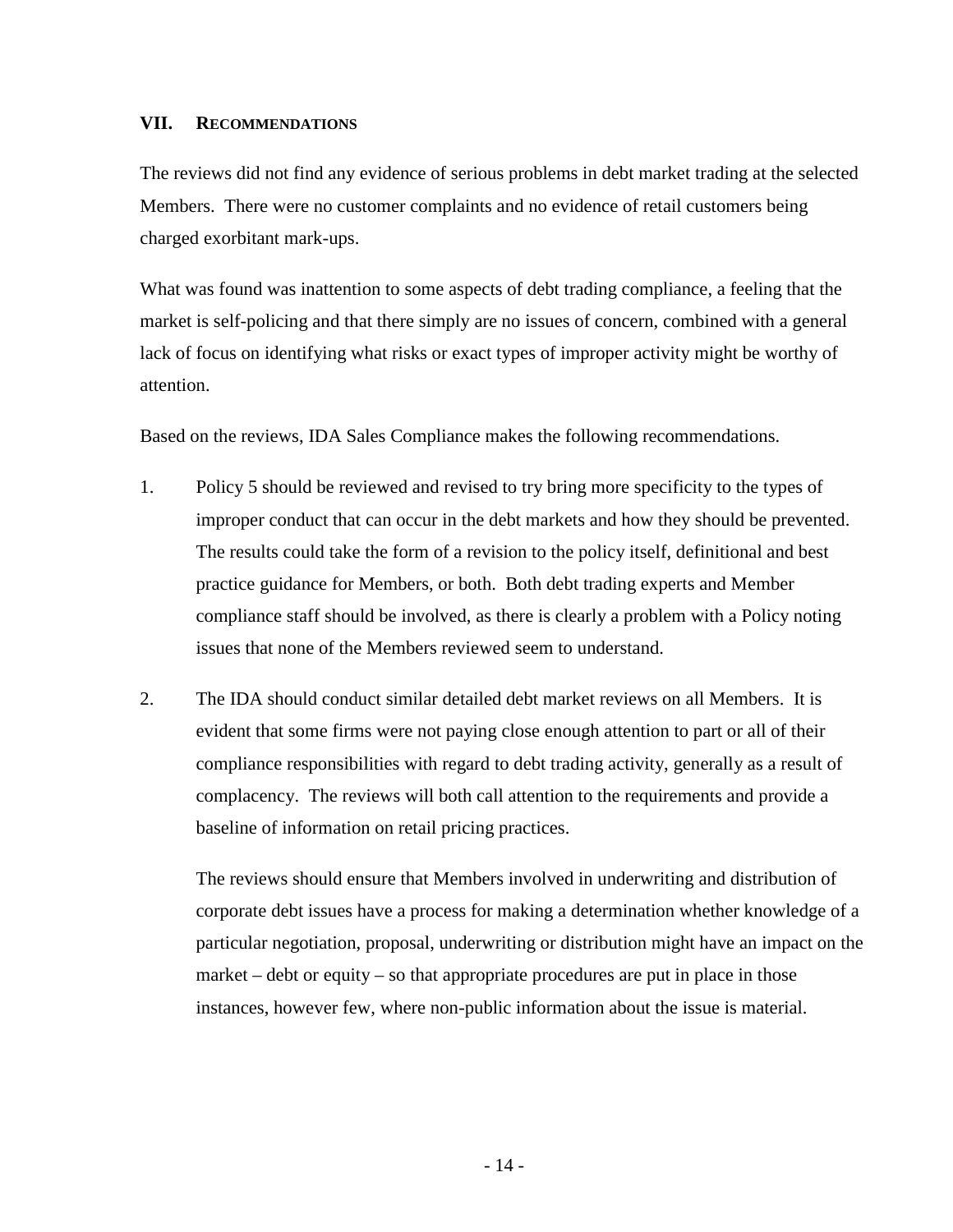## VII. RECOMMENDATIONS

The reviews did not find any evidence of serious problems in debt market trading at the selected Members. There were no customer complaints and no evidence of retail customers being charged exorbitant mark-ups.

What was found was inattention to some aspects of debt trading compliance, a feeling that the market is self-policing and that there simply are no issues of concern, combined with a general lack of focus on identifying what risks or exact types of improper activity might be worthy of attention.

Based on the reviews, IDA Sales Compliance makes the following recommendations.

1. Policy 5 should be reviewed and revised to try bring more specificity to the types of improper conduct that can occur in the debt markets and how they should be prevented. The results could take the form of a revision to the policy itself, definitional and best practice guidance for Members, or both. Both debt trading experts and Member compliance staff should be involved, as there is clearly a problem with a Policy noting issues that none of the Members reviewed seem to understand.

2. The IDA should conduct similar detailed debt market reviews on all Members. It is evident that some firms were not paying close enough attention to part or all of their compliance responsibilities with regard to debt trading activity, generally as a result of complacency. The reviews will both call attention to the requirements and provide a baseline of information on retail pricing practices.

   The reviews should ensure that Members involved in underwriting and distribution of corporate debt issues have a process for making a determination whether knowledge of a particular negotiation, proposal, underwriting or distribution might have an impact on the market – debt or equity – so that appropriate procedures are put in place in those instances, however few, where non-public information about the issue is material.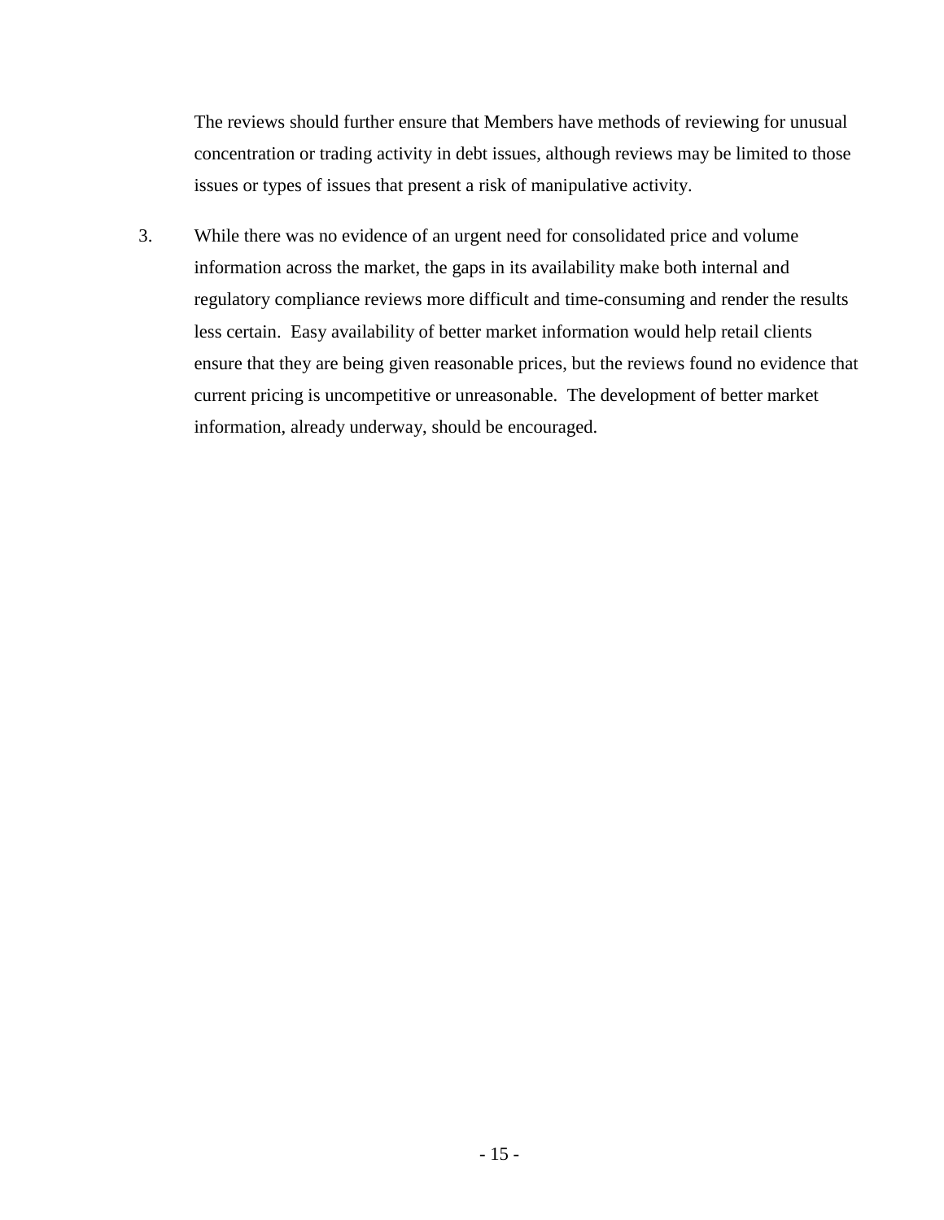The reviews should further ensure that Members have methods of reviewing for unusual concentration or trading activity in debt issues, although reviews may be limited to those issues or types of issues that present a risk of manipulative activity.

3. While there was no evidence of an urgent need for consolidated price and volume information across the market, the gaps in its availability make both internal and regulatory compliance reviews more difficult and time-consuming and render the results less certain. Easy availability of better market information would help retail clients ensure that they are being given reasonable prices, but the reviews found no evidence that current pricing is uncompetitive or unreasonable. The development of better market information, already underway, should be encouraged.